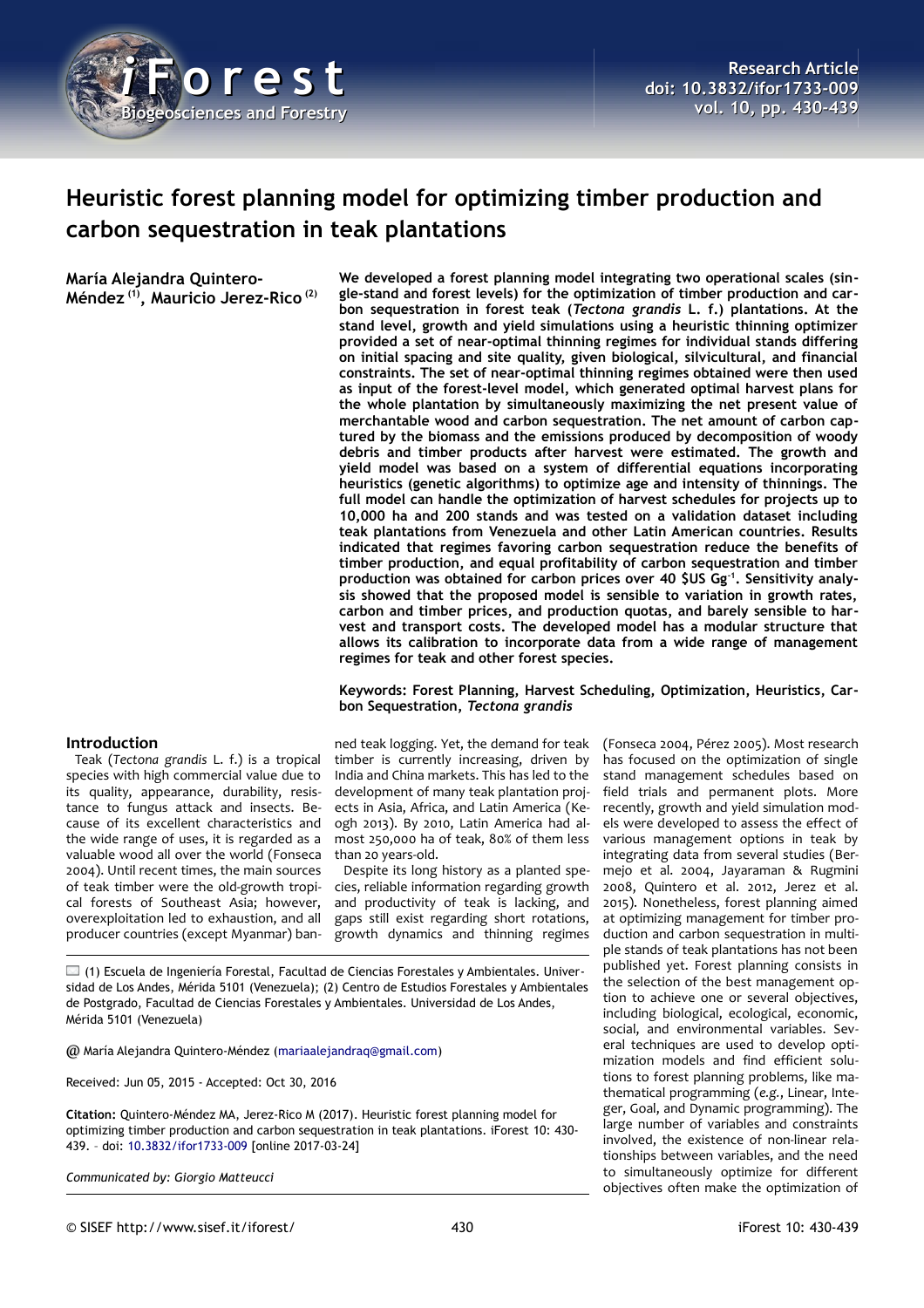Research Article
doi: 10.3832/ifor1733-009
vol. 10, pp. 430-439

# Heuristic forest planning model for optimizing timber production and carbon sequestration in teak plantations

**María Alejandra Quintero-Méndez [(1)], Mauricio Jerez-Rico [(2)]**

**We developed a forest planning model integrating two operational scales (single-stand and forest levels) for the optimization of timber production and carbon sequestration in forest teak (*Tectona grandis* L. f.) plantations. At the stand level, growth and yield simulations using a heuristic thinning optimizer provided a set of near-optimal thinning regimes for individual stands differing on initial spacing and site quality, given biological, silvicultural, and financial constraints. The set of near-optimal thinning regimes obtained were then used as input of the forest-level model, which generated optimal harvest plans for the whole plantation by simultaneously maximizing the net present value of merchantable wood and carbon sequestration. The net amount of carbon captured by the biomass and the emissions produced by decomposition of woody debris and timber products after harvest were estimated. The growth and yield model was based on a system of differential equations incorporating heuristics (genetic algorithms) to optimize age and intensity of thinnings. The full model can handle the optimization of harvest schedules for projects up to 10,000 ha and 200 stands and was tested on a validation dataset including teak plantations from Venezuela and other Latin American countries. Results indicated that regimes favoring carbon sequestration reduce the benefits of timber production, and equal profitability of carbon sequestration and timber production was obtained for carbon prices over 40 $US Gg$^{-1}$. Sensitivity analysis showed that the proposed model is sensible to variation in growth rates, carbon and timber prices, and production quotas, and barely sensible to harvest and transport costs. The developed model has a modular structure that allows its calibration to incorporate data from a wide range of management regimes for teak and other forest species.**

**Keywords: Forest Planning, Harvest Scheduling, Optimization, Heuristics, Carbon Sequestration, *Tectona grandis***

## Introduction

Teak (*Tectona grandis* L. f.) is a tropical species with high commercial value due to its quality, appearance, durability, resistance to fungus attack and insects. Because of its excellent characteristics and the wide range of uses, it is regarded as a valuable wood all over the world (Fonseca 2004). Until recent times, the main sources of teak timber were the old-growth tropical forests of Southeast Asia; however, overexploitation led to exhaustion, and all producer countries (except Myanmar) banned teak logging. Yet, the demand for teak timber is currently increasing, driven by India and China markets. This has led to the development of many teak plantation projects in Asia, Africa, and Latin America (Keogh 2013). By 2010, Latin America had almost 250,000 ha of teak, 80% of them less than 20 years-old.

Despite its long history as a planted species, reliable information regarding growth and productivity of teak is lacking, and gaps still exist regarding short rotations, growth dynamics and thinning regimes (Fonseca 2004, Pérez 2005). Most research has focused on the optimization of single stand management schedules based on field trials and permanent plots. More recently, growth and yield simulation models were developed to assess the effect of various management options in teak by integrating data from several studies (Bermejo et al. 2004, Jayaraman & Rugmini 2008, Quintero et al. 2012, Jerez et al. 2015). Nonetheless, forest planning aimed at optimizing management for timber production and carbon sequestration in multiple stands of teak plantations has not been published yet. Forest planning consists in the selection of the best management option to achieve one or several objectives, including biological, ecological, economic, social, and environmental variables. Several techniques are used to develop optimization models and find efficient solutions to forest planning problems, like mathematical programming (*e.g.*, Linear, Integer, Goal, and Dynamic programming). The large number of variables and constraints involved, the existence of non-linear relationships between variables, and the need to simultaneously optimize for different objectives often make the optimization of

(1) Escuela de Ingeniería Forestal, Facultad de Ciencias Forestales y Ambientales. Universidad de Los Andes, Mérida 5101 (Venezuela); (2) Centro de Estudios Forestales y Ambientales de Postgrado, Facultad de Ciencias Forestales y Ambientales. Universidad de Los Andes, Mérida 5101 (Venezuela)

@ María Alejandra Quintero-Méndez (mariaalejandraq@gmail.com)

Received: Jun 05, 2015 - Accepted: Oct 30, 2016

**Citation:** Quintero-Méndez MA, Jerez-Rico M (2017). Heuristic forest planning model for optimizing timber production and carbon sequestration in teak plantations. iForest 10: 430-439. - doi: 10.3832/ifor1733-009 [online 2017-03-24]

*Communicated by: Giorgio Matteucci*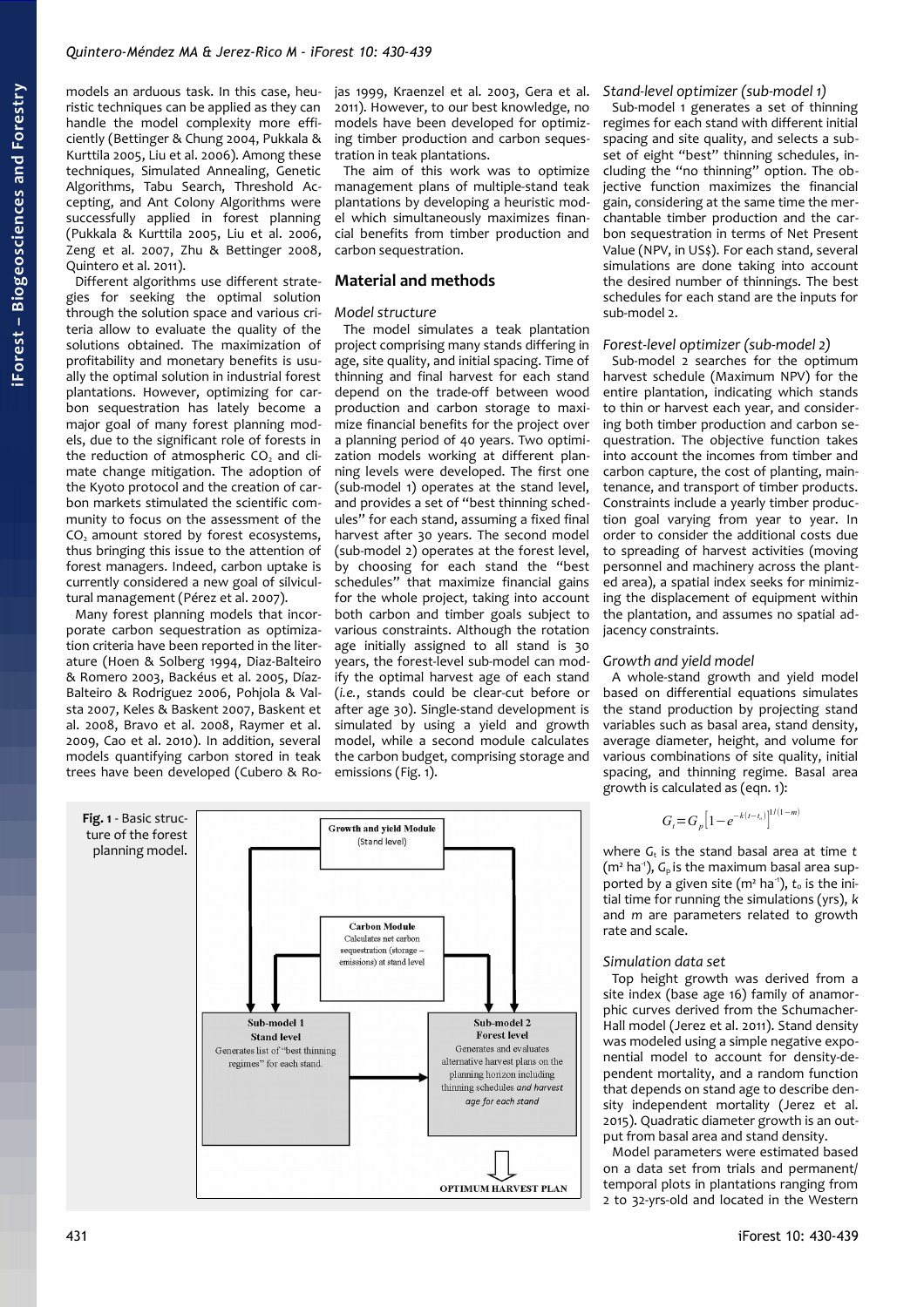models an arduous task. In this case, heuristic techniques can be applied as they can handle the model complexity more efficiently (Bettinger & Chung 2004, Pukkala & Kurttila 2005, Liu et al. 2006). Among these techniques, Simulated Annealing, Genetic Algorithms, Tabu Search, Threshold Accepting, and Ant Colony Algorithms were successfully applied in forest planning (Pukkala & Kurttila 2005, Liu et al. 2006, Zeng et al. 2007, Zhu & Bettinger 2008, Quintero et al. 2011).

Different algorithms use different strategies for seeking the optimal solution through the solution space and various criteria allow to evaluate the quality of the solutions obtained. The maximization of profitability and monetary benefits is usually the optimal solution in industrial forest plantations. However, optimizing for carbon sequestration has lately become a major goal of many forest planning models, due to the significant role of forests in the reduction of atmospheric $CO_2$ and climate change mitigation. The adoption of the Kyoto protocol and the creation of carbon markets stimulated the scientific community to focus on the assessment of the $CO_2$ amount stored by forest ecosystems, thus bringing this issue to the attention of forest managers. Indeed, carbon uptake is currently considered a new goal of silvicultural management (Pérez et al. 2007).

Many forest planning models that incorporate carbon sequestration as optimization criteria have been reported in the literature (Hoen & Solberg 1994, Diaz-Balteiro & Romero 2003, Backéus et al. 2005, Díaz-Balteiro & Rodriguez 2006, Pohjola & Valsta 2007, Keles & Baskent 2007, Baskent et al. 2008, Bravo et al. 2008, Raymer et al. 2009, Cao et al. 2010). In addition, several models quantifying carbon stored in teak trees have been developed (Cubero & Rojas 1999, Kraenzel et al. 2003, Gera et al. 2011). However, to our best knowledge, no models have been developed for optimizing timber production and carbon sequestration in teak plantations.

The aim of this work was to optimize management plans of multiple-stand teak plantations by developing a heuristic model which simultaneously maximizes financial benefits from timber production and carbon sequestration.

## Material and methods

### *Model structure*

The model simulates a teak plantation project comprising many stands differing in age, site quality, and initial spacing. Time of thinning and final harvest for each stand depend on the trade-off between wood production and carbon storage to maximize financial benefits for the project over a planning period of 40 years. Two optimization models working at different planning levels were developed. The first one (sub-model 1) operates at the stand level, and provides a set of "best thinning schedules" for each stand, assuming a fixed final harvest after 30 years. The second model (sub-model 2) operates at the forest level, by choosing for each stand the "best schedules" that maximize financial gains for the whole project, taking into account both carbon and timber goals subject to various constraints. Although the rotation age initially assigned to all stand is 30 years, the forest-level sub-model can modify the optimal harvest age of each stand (*i.e.*, stands could be clear-cut before or after age 30). Single-stand development is simulated by using a yield and growth model, while a second module calculates the carbon budget, comprising storage and emissions (Fig. 1).

**Fig. 1** - Basic structure of the forest planning model.

### *Stand-level optimizer (sub-model 1)*

Sub-model 1 generates a set of thinning regimes for each stand with different initial spacing and site quality, and selects a subset of eight "best" thinning schedules, including the "no thinning" option. The objective function maximizes the financial gain, considering at the same time the merchantable timber production and the carbon sequestration in terms of Net Present Value (NPV, in US$). For each stand, several simulations are done taking into account the desired number of thinnings. The best schedules for each stand are the inputs for sub-model 2.

### *Forest-level optimizer (sub-model 2)*

Sub-model 2 searches for the optimum harvest schedule (Maximum NPV) for the entire plantation, indicating which stands to thin or harvest each year, and considering both timber production and carbon sequestration. The objective function takes into account the incomes from timber and carbon capture, the cost of planting, maintenance, and transport of timber products. Constraints include a yearly timber production goal varying from year to year. In order to consider the additional costs due to spreading of harvest activities (moving personnel and machinery across the planted area), a spatial index seeks for minimizing the displacement of equipment within the plantation, and assumes no spatial adjacency constraints.

### *Growth and yield model*

A whole-stand growth and yield model based on differential equations simulates the stand production by projecting stand variables such as basal area, stand density, average diameter, height, and volume for various combinations of site quality, initial spacing, and thinning regime. Basal area growth is calculated as (eqn. 1):

$$G_t = G_p \left[1 - e^{-k(t - t_0)}\right]^{1/(1-m)}$$

where $G_t$ is the stand basal area at time $t$ ($m^2$ $ha^{-1}$), $G_p$ is the maximum basal area supported by a given site ($m^2$ $ha^{-1}$), $t_0$ is the initial time for running the simulations (yrs), $k$ and $m$ are parameters related to growth rate and scale.

### *Simulation data set*

Top height growth was derived from a site index (base age 16) family of anamorphic curves derived from the Schumacher-Hall model (Jerez et al. 2011). Stand density was modeled using a simple negative exponential model to account for density-dependent mortality, and a random function that depends on stand age to describe density independent mortality (Jerez et al. 2015). Quadratic diameter growth is an output from basal area and stand density.

Model parameters were estimated based on a data set from trials and permanent/temporal plots in plantations ranging from 2 to 32-yrs-old and located in the Western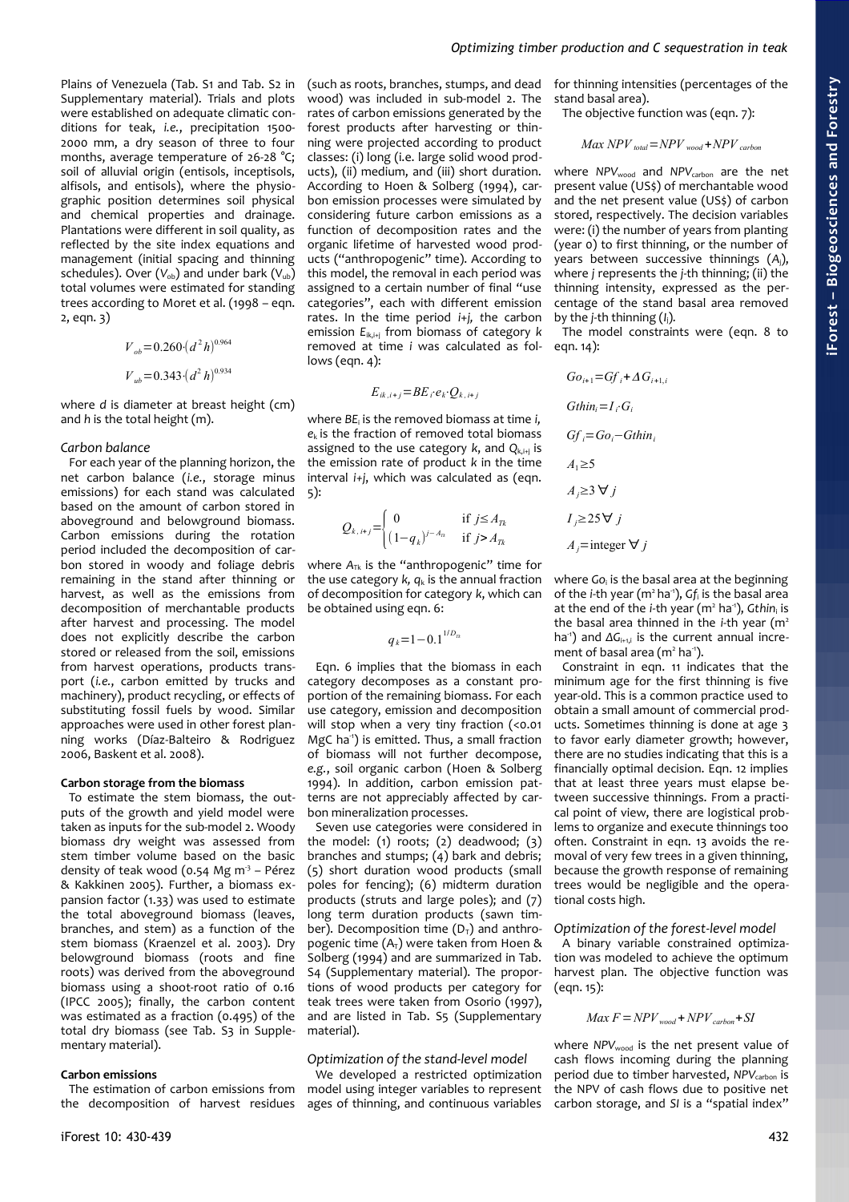Plains of Venezuela (Tab. S1 and Tab. S2 in Supplementary material). Trials and plots were established on adequate climatic conditions for teak, *i.e.*, precipitation 1500-2000 mm, a dry season of three to four months, average temperature of 26-28 °C; soil of alluvial origin (entisols, inceptisols, alfisols, and entisols), where the physiographic position determines soil physical and chemical properties and drainage. Plantations were different in soil quality, as reflected by the site index equations and management (initial spacing and thinning schedules). Over ($V_{ob}$) and under bark ($V_{ub}$) total volumes were estimated for standing trees according to Moret et al. (1998 – eqn. 2, eqn. 3)

$$V_{ob}=0.260\cdot\left(d^2 h\right)^{0.964}$$

$$V_{ub}=0.343\cdot\left(d^2 h\right)^{0.934}$$

where *d* is diameter at breast height (cm) and *h* is the total height (m).

### Carbon balance

For each year of the planning horizon, the net carbon balance (*i.e.*, storage minus emissions) for each stand was calculated based on the amount of carbon stored in aboveground and belowground biomass. Carbon emissions during the rotation period included the decomposition of carbon stored in woody and foliage debris remaining in the stand after thinning or harvest, as well as the emissions from decomposition of merchantable products after harvest and processing. The model does not explicitly describe the carbon stored or released from the soil, emissions from harvest operations, products transport (*i.e.*, carbon emitted by trucks and machinery), product recycling, or effects of substituting fossil fuels by wood. Similar approaches were used in other forest planning works (Díaz-Balteiro & Rodriguez 2006, Baskent et al. 2008).

#### Carbon storage from the biomass

To estimate the stem biomass, the outputs of the growth and yield model were taken as inputs for the sub-model 2. Woody biomass dry weight was assessed from stem timber volume based on the basic density of teak wood (0.54 Mg m$^{-3}$ – Pérez & Kakkinen 2005). Further, a biomass expansion factor (1.33) was used to estimate the total aboveground biomass (leaves, branches, and stem) as a function of the stem biomass (Kraenzel et al. 2003). Dry belowground biomass (roots and fine roots) was derived from the aboveground biomass using a shoot-root ratio of 0.16 (IPCC 2005); finally, the carbon content was estimated as a fraction (0.495) of the total dry biomass (see Tab. S3 in Supplementary material).

#### Carbon emissions

The estimation of carbon emissions from the decomposition of harvest residues (such as roots, branches, stumps, and dead wood) was included in sub-model 2. The rates of carbon emissions generated by the forest products after harvesting or thinning were projected according to product classes: (i) long (i.e. large solid wood products), (ii) medium, and (iii) short duration. According to Hoen & Solberg (1994), carbon emission processes were simulated by considering future carbon emissions as a function of decomposition rates and the organic lifetime of harvested wood products ("anthropogenic" time). According to this model, the removal in each period was assigned to a certain number of final "use categories", each with different emission rates. In the time period *i+j*, the carbon emission $E_{ik,i+j}$ from biomass of category *k* removed at time *i* was calculated as follows (eqn. 4):

$$E_{ik,i+j}=BE_i\cdot e_k\cdot Q_{k,i+j}$$

where $BE_i$ is the removed biomass at time *i*, $e_k$ is the fraction of removed total biomass assigned to the use category *k*, and $Q_{k,i+j}$ is the emission rate of product *k* in the time interval *i+j*, which was calculated as (eqn. 5):

$$Q_{k,i+j}=\begin{cases}0 & \text{if } j\le A_{Tk}\\ \left(1-q_k\right)^{j-A_{Tk}} & \text{if } j>A_{Tk}\end{cases}$$

where $A_{Tk}$ is the "anthropogenic" time for the use category *k*, $q_k$ is the annual fraction of decomposition for category *k*, which can be obtained using eqn. 6:

$$q_k=1-0.1^{1/D_{Tk}}$$

Eqn. 6 implies that the biomass in each category decomposes as a constant proportion of the remaining biomass. For each use category, emission and decomposition will stop when a very tiny fraction (<0.01 MgC ha$^{-1}$) is emitted. Thus, a small fraction of biomass will not further decompose, *e.g.*, soil organic carbon (Hoen & Solberg 1994). In addition, carbon emission patterns are not appreciably affected by carbon mineralization processes.

Seven use categories were considered in the model: (1) roots; (2) deadwood; (3) branches and stumps; (4) bark and debris; (5) short duration wood products (small poles for fencing); (6) midterm duration products (struts and large poles); and (7) long term duration products (sawn timber). Decomposition time ($D_T$) and anthropogenic time ($A_T$) were taken from Hoen & Solberg (1994) and are summarized in Tab. S4 (Supplementary material). The proportions of wood products per category for teak trees were taken from Osorio (1997), and are listed in Tab. S5 (Supplementary material).

### Optimization of the stand-level model

We developed a restricted optimization model using integer variables to represent ages of thinning, and continuous variables for thinning intensities (percentages of the stand basal area).

The objective function was (eqn. 7):

$$Max\ NPV_{total}=NPV_{wood}+NPV_{carbon}$$

where $NPV_{wood}$ and $NPV_{carbon}$ are the net present value (US$) of merchantable wood and the net present value (US$) of carbon stored, respectively. The decision variables were: (i) the number of years from planting (year 0) to first thinning, or the number of years between successive thinnings ($A_j$), where *j* represents the *j*-th thinning; (ii) the thinning intensity, expressed as the percentage of the stand basal area removed by the *j*-th thinning ($I_j$).

The model constraints were (eqn. 8 to eqn. 14):

$$Go_{i+1}=Gf_i+\Delta G_{i+1,i}$$

$$Gthin_i=I_i\cdot G_i$$

$$Gf_i=Go_i-Gthin_i$$

$$A_1\ge 5$$

$$A_j\ge 3\ \forall\ j$$

$$I_j\ge 25\ \forall\ j$$

$$A_j=\text{integer}\ \forall\ j$$

where $Go_i$ is the basal area at the beginning of the *i*-th year (m$^2$ ha$^{-1}$), $Gf_i$ is the basal area at the end of the *i*-th year (m$^2$ ha$^{-1}$), $Gthin_i$ is the basal area thinned in the *i*-th year (m$^2$ ha$^{-1}$) and $\Delta G_{i+1,i}$ is the current annual increment of basal area (m$^2$ ha$^{-1}$).

Constraint in eqn. 11 indicates that the minimum age for the first thinning is five year-old. This is a common practice used to obtain a small amount of commercial products. Sometimes thinning is done at age 3 to favor early diameter growth; however, there are no studies indicating that this is a financially optimal decision. Eqn. 12 implies that at least three years must elapse between successive thinnings. From a practical point of view, there are logistical problems to organize and execute thinnings too often. Constraint in eqn. 13 avoids the removal of very few trees in a given thinning, because the growth response of remaining trees would be negligible and the operational costs high.

### Optimization of the forest-level model

A binary variable constrained optimization was modeled to achieve the optimum harvest plan. The objective function was (eqn. 15):

$$Max\ F=NPV_{wood}+NPV_{carbon}+SI$$

where $NPV_{wood}$ is the net present value of cash flows incoming during the planning period due to timber harvested, $NPV_{carbon}$ is the NPV of cash flows due to positive net carbon storage, and *SI* is a "spatial index"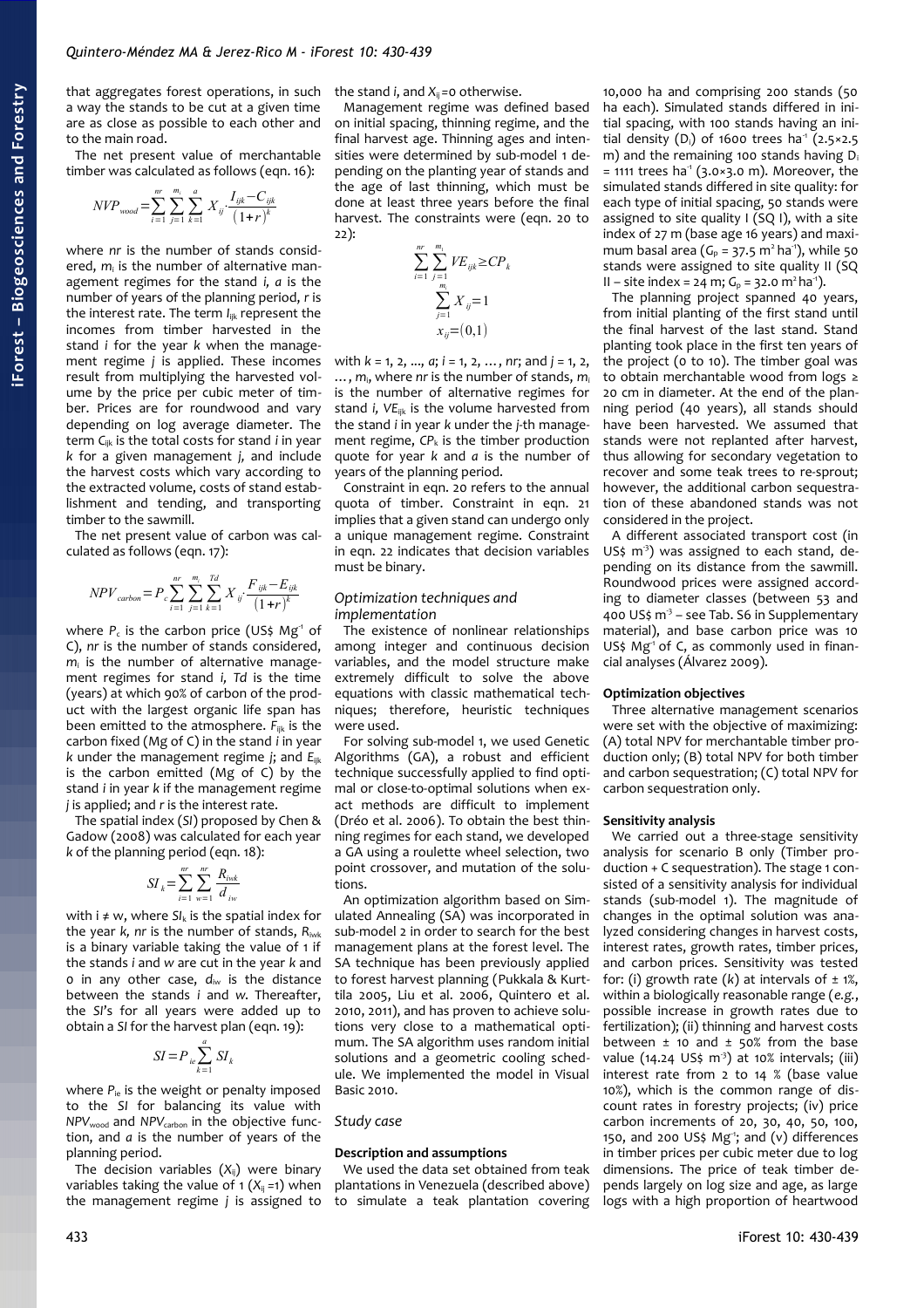that aggregates forest operations, in such a way the stands to be cut at a given time are as close as possible to each other and to the main road.

The net present value of merchantable timber was calculated as follows (eqn. 16):

$$NVP_{wood} = \sum_{i=1}^{nr} \sum_{j=1}^{m_i} \sum_{k=1}^{a} X_{ij} \cdot \frac{I_{ijk} - C_{ijk}}{(1+r)^k}$$

where $nr$ is the number of stands considered, $m_i$ is the number of alternative management regimes for the stand $i$, $a$ is the number of years of the planning period, $r$ is the interest rate. The term $I_{ijk}$ represent the incomes from timber harvested in the stand $i$ for the year $k$ when the management regime $j$ is applied. These incomes result from multiplying the harvested volume by the price per cubic meter of timber. Prices are for roundwood and vary depending on log average diameter. The term $C_{ijk}$ is the total costs for stand $i$ in year $k$ for a given management $j$, and include the harvest costs which vary according to the extracted volume, costs of stand establishment and tending, and transporting timber to the sawmill.

The net present value of carbon was calculated as follows (eqn. 17):

$$NPV_{carbon} = P_c \sum_{i=1}^{nr} \sum_{j=1}^{m_i} \sum_{k=1}^{Td} X_{ij} \cdot \frac{F_{ijk} - E_{ijk}}{(1+r)^k}$$

where $P_c$ is the carbon price (US\$ $Mg^{-1}$ of C), $nr$ is the number of stands considered, $m_i$ is the number of alternative management regimes for stand $i$, $Td$ is the time (years) at which 90% of carbon of the product with the largest organic life span has been emitted to the atmosphere. $F_{ijk}$ is the carbon fixed (Mg of C) in the stand $i$ in year $k$ under the management regime $j$; and $E_{ijk}$ is the carbon emitted (Mg of C) by the stand $i$ in year $k$ if the management regime $j$ is applied; and $r$ is the interest rate.

The spatial index ($SI$) proposed by Chen & Gadow (2008) was calculated for each year $k$ of the planning period (eqn. 18):

$$SI_k = \sum_{i=1}^{nr} \sum_{w=1}^{nr} \frac{R_{iwk}}{d_{iw}}$$

with $i \neq w$, where $SI_k$ is the spatial index for the year $k$, $nr$ is the number of stands, $R_{iwk}$ is a binary variable taking the value of 1 if the stands $i$ and $w$ are cut in the year $k$ and 0 in any other case, $d_{iw}$ is the distance between the stands $i$ and $w$. Thereafter, the $SI$'s for all years were added up to obtain a $SI$ for the harvest plan (eqn. 19):

$$SI = P_{ie} \sum_{k=1}^{a} SI_k$$

where $P_{ie}$ is the weight or penalty imposed to the $SI$ for balancing its value with $NPV_{wood}$ and $NPV_{carbon}$ in the objective function, and $a$ is the number of years of the planning period.

The decision variables ($X_{ij}$) were binary variables taking the value of 1 ($X_{ij}$ =1) when the management regime $j$ is assigned to the stand $i$, and $X_{ij}$ =0 otherwise.

Management regime was defined based on initial spacing, thinning regime, and the final harvest age. Thinning ages and intensities were determined by sub-model 1 depending on the planting year of stands and the age of last thinning, which must be done at least three years before the final harvest. The constraints were (eqn. 20 to 22):

$$\sum_{i=1}^{nr} \sum_{j=1}^{m_i} VE_{ijk} \geq CP_k$$

$$\sum_{j=1}^{m_i} X_{ij} = 1$$

$$x_{ij} = (0,1)$$

with $k$ = 1, 2, ..., $a$; $i$ = 1, 2, ..., $nr$; and $j$ = 1, 2, ..., $m_i$, where $nr$ is the number of stands, $m_i$ is the number of alternative regimes for stand $i$, $VE_{ijk}$ is the volume harvested from the stand $i$ in year $k$ under the $j$-th management regime, $CP_k$ is the timber production quote for year $k$ and $a$ is the number of years of the planning period.

Constraint in eqn. 20 refers to the annual quota of timber. Constraint in eqn. 21 implies that a given stand can undergo only a unique management regime. Constraint in eqn. 22 indicates that decision variables must be binary.

### *Optimization techniques and implementation*

The existence of nonlinear relationships among integer and continuous decision variables, and the model structure make extremely difficult to solve the above equations with classic mathematical techniques; therefore, heuristic techniques were used.

For solving sub-model 1, we used Genetic Algorithms (GA), a robust and efficient technique successfully applied to find optimal or close-to-optimal solutions when exact methods are difficult to implement (Dréo et al. 2006). To obtain the best thinning regimes for each stand, we developed a GA using a roulette wheel selection, two point crossover, and mutation of the solutions.

An optimization algorithm based on Simulated Annealing (SA) was incorporated in sub-model 2 in order to search for the best management plans at the forest level. The SA technique has been previously applied to forest harvest planning (Pukkala & Kurttila 2005, Liu et al. 2006, Quintero et al. 2010, 2011), and has proven to achieve solutions very close to a mathematical optimum. The SA algorithm uses random initial solutions and a geometric cooling schedule. We implemented the model in Visual Basic 2010.

## *Study case*

### Description and assumptions

We used the data set obtained from teak plantations in Venezuela (described above) to simulate a teak plantation covering 10,000 ha and comprising 200 stands (50 ha each). Simulated stands differed in initial spacing, with 100 stands having an initial density ($D_i$) of 1600 trees $ha^{-1}$ (2.5×2.5 m) and the remaining 100 stands having $D_i$ = 1111 trees $ha^{-1}$ (3.0×3.0 m). Moreover, the simulated stands differed in site quality: for each type of initial spacing, 50 stands were assigned to site quality I (SQ I), with a site index of 27 m (base age 16 years) and maximum basal area ($G_p$ = 37.5 $m^2$ $ha^{-1}$), while 50 stands were assigned to site quality II (SQ II – site index = 24 m; $G_p$ = 32.0 $m^2$ $ha^{-1}$).

The planning project spanned 40 years, from initial planting of the first stand until the final harvest of the last stand. Stand planting took place in the first ten years of the project (0 to 10). The timber goal was to obtain merchantable wood from logs ≥ 20 cm in diameter. At the end of the planning period (40 years), all stands should have been harvested. We assumed that stands were not replanted after harvest, thus allowing for secondary vegetation to recover and some teak trees to re-sprout; however, the additional carbon sequestration of these abandoned stands was not considered in the project.

A different associated transport cost (in US\$ $m^{-3}$) was assigned to each stand, depending on its distance from the sawmill. Roundwood prices were assigned according to diameter classes (between 53 and 400 US\$ $m^{-3}$ – see Tab. S6 in Supplementary material), and base carbon price was 10 US\$ $Mg^{-1}$ of C, as commonly used in financial analyses (Álvarez 2009).

### Optimization objectives

Three alternative management scenarios were set with the objective of maximizing: (A) total NPV for merchantable timber production only; (B) total NPV for both timber and carbon sequestration; (C) total NPV for carbon sequestration only.

### Sensitivity analysis

We carried out a three-stage sensitivity analysis for scenario B only (Timber production + C sequestration). The stage 1 consisted of a sensitivity analysis for individual stands (sub-model 1). The magnitude of changes in the optimal solution was analyzed considering changes in harvest costs, interest rates, growth rates, timber prices, and carbon prices. Sensitivity was tested for: (i) growth rate ($k$) at intervals of ± 1%, within a biologically reasonable range (*e.g.*, possible increase in growth rates due to fertilization); (ii) thinning and harvest costs between ± 10 and ± 50% from the base value (14.24 US\$ $m^{-3}$) at 10% intervals; (iii) interest rate from 2 to 14 % (base value 10%), which is the common range of discount rates in forestry projects; (iv) price carbon increments of 20, 30, 40, 50, 100, 150, and 200 US\$ $Mg^{-1}$; and (v) differences in timber prices per cubic meter due to log dimensions. The price of teak timber depends largely on log size and age, as large logs with a high proportion of heartwood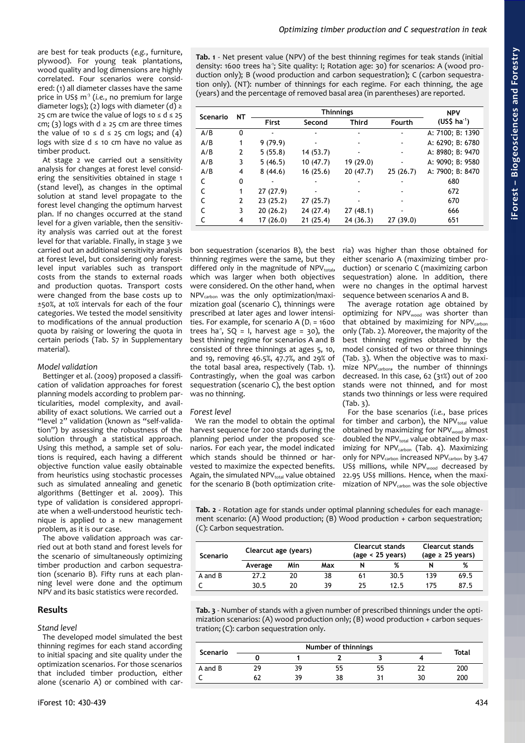are best for teak products (*e.g.*, furniture, plywood). For young teak plantations, wood quality and log dimensions are highly correlated. Four scenarios were considered: (1) all diameter classes have the same price in US$ $m^{-3}$ (*i.e.*, no premium for large diameter logs); (2) logs with diameter (d) ≥ 25 cm are twice the value of logs 10 ≤ d ≤ 25 cm; (3) logs with d ≥ 25 cm are three times the value of 10 ≤ d ≤ 25 cm logs; and (4) logs with size d ≤ 10 cm have no value as timber product.

At stage 2 we carried out a sensitivity analysis for changes at forest level considering the sensitivities obtained in stage 1 (stand level), as changes in the optimal solution at stand level propagate to the forest level changing the optimum harvest plan. If no changes occurred at the stand level for a given variable, then the sensitivity analysis was carried out at the forest level for that variable. Finally, in stage 3 we carried out an additional sensitivity analysis at forest level, but considering only forest-level input variables such as transport costs from the stands to external roads and production quotas. Transport costs were changed from the base costs up to ±50%, at 10% intervals for each of the four categories. We tested the model sensitivity to modifications of the annual production quota by raising or lowering the quota in certain periods (Tab. S7 in Supplementary material).

### Model validation

Bettinger et al. (2009) proposed a classification of validation approaches for forest planning models according to problem particularities, model complexity, and availability of exact solutions. We carried out a "level 2" validation (known as "self-validation") by assessing the robustness of the solution through a statistical approach. Using this method, a sample set of solutions is required, each having a different objective function value easily obtainable from heuristics using stochastic processes such as simulated annealing and genetic algorithms (Bettinger et al. 2009). This type of validation is considered appropriate when a well-understood heuristic technique is applied to a new management problem, as it is our case.

The above validation approach was carried out at both stand and forest levels for the scenario of simultaneously optimizing timber production and carbon sequestration (scenario B). Fifty runs at each planning level were done and the optimum NPV and its basic statistics were recorded.

## Results

### Stand level

The developed model simulated the best thinning regimes for each stand according to initial spacing and site quality under the optimization scenarios. For those scenarios that included timber production, either alone (scenario A) or combined with carbon sequestration (scenarios B), the best thinning regimes were the same, but they differed only in the magnitude of $NPV_{total}$, which was larger when both objectives were considered. On the other hand, when $NPV_{carbon}$ was the only optimization/maximization goal (scenario C), thinnings were prescribed at later ages and lower intensities. For example, for scenario A ($D_i$ = 1600 trees $ha^{-1}$, SQ = I, harvest age = 30), the best thinning regime for scenarios A and B consisted of three thinnings at ages 5, 10, and 19, removing 46.5%, 47.7%, and 29% of the total basal area, respectively (Tab. 1). Contrastingly, when the goal was carbon sequestration (scenario C), the best option was no thinning.

**Tab. 1** - Net present value (NPV) of the best thinning regimes for teak stands (initial density: 1600 trees $ha^{-1}$; Site quality: I; Rotation age: 30) for scenarios: A (wood production only); B (wood production and carbon sequestration); C (carbon sequestration only). (NT): number of thinnings for each regime. For each thinning, the age (years) and the percentage of removed basal area (in parentheses) are reported.

| Scenario | NT | Thinnings | | | | NPV (US$ $ha^{-1}$) |
|---|---|---|---|---|---|---|
| | | First | Second | Third | Fourth | |
| A/B | 0 | - | - | - | - | A: 7100; B: 1390 |
| A/B | 1 | 9 (79.9) | - | - | - | A: 6290; B: 6780 |
| A/B | 2 | 5 (55.8) | 14 (53.7) | - | - | A: 8980; B: 9470 |
| A/B | 3 | 5 (46.5) | 10 (47.7) | 19 (29.0) | - | A: 9090; B: 9580 |
| A/B | 4 | 8 (44.6) | 16 (25.6) | 20 (47.7) | 25 (26.7) | A: 7900; B: 8470 |
| C | 0 | - | - | - | - | 680 |
| C | 1 | 27 (27.9) | - | - | - | 672 |
| C | 2 | 23 (25.2) | 27 (25.7) | - | - | 670 |
| C | 3 | 20 (26.2) | 24 (27.4) | 27 (48.1) | - | 666 |
| C | 4 | 17 (26.0) | 21 (25.4) | 24 (36.3) | 27 (39.0) | 651 |

### Forest level

We ran the model to obtain the optimal harvest sequence for 200 stands during the planning period under the proposed scenarios. For each year, the model indicated which stands should be thinned or harvested to maximize the expected benefits. Again, the simulated $NPV_{total}$ value obtained for the scenario B (both optimization criteria) was higher than those obtained for either scenario A (maximizing timber production) or scenario C (maximizing carbon sequestration) alone. In addition, there were no changes in the optimal harvest sequence between scenarios A and B.

The average rotation age obtained by optimizing for $NPV_{wood}$ was shorter than that obtained by maximizing for $NPV_{carbon}$ only (Tab. 2). Moreover, the majority of the best thinning regimes obtained by the model consisted of two or three thinnings (Tab. 3). When the objective was to maximize $NPV_{carbon}$, the number of thinnings decreased. In this case, 62 (31%) out of 200 stands were not thinned, and for most stands two thinnings or less were required (Tab. 3).

For the base scenarios (*i.e.*, base prices for timber and carbon), the $NPV_{total}$ value obtained by maximizing for $NPV_{wood}$ almost doubled the $NPV_{total}$ value obtained by maximizing for $NPV_{carbon}$ (Tab. 4). Maximizing only for $NPV_{carbon}$ increased $NPV_{carbon}$ by 3.47 US$ millions, while $NPV_{wood}$ decreased by 22.95 US$ millions. Hence, when the maximization of $NPV_{carbon}$ was the sole objective

**Tab. 2** - Rotation age for stands under optimal planning schedules for each management scenario: (A) Wood production; (B) Wood production + carbon sequestration; (C): Carbon sequestration.

| Scenario | Clearcut age (years) | | | Clearcut stands (age < 25 years) | | Clearcut stands (age ≥ 25 years) | |
|---|---|---|---|---|---|---|---|
| | Average | Min | Max | N | % | N | % |
| A and B | 27.2 | 20 | 38 | 61 | 30.5 | 139 | 69.5 |
| C | 30.5 | 20 | 39 | 25 | 12.5 | 175 | 87.5 |

**Tab. 3** - Number of stands with a given number of prescribed thinnings under the optimization scenarios: (A) wood production only; (B) wood production + carbon sequestration; (C): carbon sequestration only.

| Scenario | Number of thinnings | | | | | Total |
|---|---|---|---|---|---|---|
| | 0 | 1 | 2 | 3 | 4 | |
| A and B | 29 | 39 | 55 | 55 | 22 | 200 |
| C | 62 | 39 | 38 | 31 | 30 | 200 |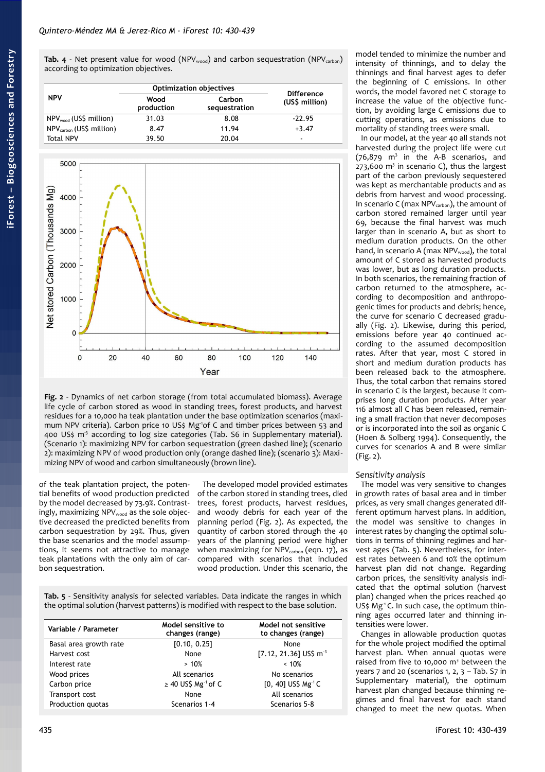**Tab. 4** - Net present value for wood ($NPV_{wood}$) and carbon sequestration ($NPV_{carbon}$) according to optimization objectives.

| NPV | Optimization objectives | | Difference (US$ million) |
|---|---|---|---|
| | Wood production | Carbon sequestration | |
| $NPV_{wood}$ (US$ million) | 31.03 | 8.08 | -22.95 |
| $NPV_{carbon}$ (US$ million) | 8.47 | 11.94 | +3.47 |
| Total NPV | 39.50 | 20.04 | - |

**Fig. 2** - Dynamics of net carbon storage (from total accumulated biomass). Average life cycle of carbon stored as wood in standing trees, forest products, and harvest residues for a 10,000 ha teak plantation under the base optimization scenarios (maximum NPV criteria). Carbon price 10 US$ Mg⁻¹of C and timber prices between 53 and 400 US$ m⁻³ according to log size categories (Tab. S6 in Supplementary material). (Scenario 1): maximizing NPV for carbon sequestration (green dashed line); (scenario 2): maximizing NPV of wood production only (orange dashed line); (scenario 3): Maximizing NPV of wood and carbon simultaneously (brown line).

of the teak plantation project, the potential benefits of wood production predicted by the model decreased by 73.9%. Contrastingly, maximizing $NPV_{wood}$ as the sole objective decreased the predicted benefits from carbon sequestration by 29%. Thus, given the base scenarios and the model assumptions, it seems not attractive to manage teak plantations with the only aim of carbon sequestration.

The developed model provided estimates of the carbon stored in standing trees, died trees, forest products, harvest residues, and woody debris for each year of the planning period (Fig. 2). As expected, the quantity of carbon stored through the 40 years of the planning period were higher when maximizing for $NPV_{carbon}$ (eqn. 17), as compared with scenarios that included wood production. Under this scenario, the model tended to minimize the number and intensity of thinnings, and to delay the thinnings and final harvest ages to defer the beginning of C emissions. In other words, the model favored net C storage to increase the value of the objective function, by avoiding large C emissions due to cutting operations, as emissions due to mortality of standing trees were small.

In our model, at the year 40 all stands not harvested during the project life were cut (76,879 m³ in the A-B scenarios, and 273,600 m³ in scenario C), thus the largest part of the carbon previously sequestered was kept as merchantable products and as debris from harvest and wood processing. In scenario C (max $NPV_{carbon}$), the amount of carbon stored remained larger until year 69, because the final harvest was much larger than in scenario A, but as short to medium duration products. On the other hand, in scenario A (max $NPV_{wood}$), the total amount of C stored as harvested products was lower, but as long duration products. In both scenarios, the remaining fraction of carbon returned to the atmosphere, according to decomposition and anthropogenic times for products and debris; hence, the curve for scenario C decreased gradually (Fig. 2). Likewise, during this period, emissions before year 40 continued according to the assumed decomposition rates. After that year, most C stored in short and medium duration products has been released back to the atmosphere. Thus, the total carbon that remains stored in scenario C is the largest, because it comprises long duration products. After year 116 almost all C has been released, remaining a small fraction that never decomposes or is incorporated into the soil as organic C (Hoen & Solberg 1994). Consequently, the curves for scenarios A and B were similar (Fig. 2).

### Sensitivity analysis

The model was very sensitive to changes in growth rates of basal area and in timber prices, as very small changes generated different optimum harvest plans. In addition, the model was sensitive to changes in interest rates by changing the optimal solutions in terms of thinning regimes and harvest ages (Tab. 5). Nevertheless, for interest rates between 6 and 10% the optimum harvest plan did not change. Regarding carbon prices, the sensitivity analysis indicated that the optimal solution (harvest plan) changed when the prices reached 40 US$ Mg⁻¹ C. In such case, the optimum thinning ages occurred later and thinning intensities were lower.

Changes in allowable production quotas for the whole project modified the optimal harvest plan. When annual quotas were raised from five to 10,000 m³ between the years 7 and 20 (scenarios 1, 2, 3 – Tab. S7 in Supplementary material), the optimum harvest plan changed because thinning regimes and final harvest for each stand changed to meet the new quotas. When

**Tab. 5** - Sensitivity analysis for selected variables. Data indicate the ranges in which the optimal solution (harvest patterns) is modified with respect to the base solution.

| Variable / Parameter | Model sensitive to changes (range) | Model not sensitive to changes (range) |
|---|---|---|
| Basal area growth rate | [0.10, 0.25] | None |
| Harvest cost | None | [7.12, 21.36] US$ m⁻³ |
| Interest rate | > 10% | < 10% |
| Wood prices | All scenarios | No scenarios |
| Carbon price | ≥ 40 US$ Mg⁻¹ of C | [0, 40] US$ Mg⁻¹ C |
| Transport cost | None | All scenarios |
| Production quotas | Scenarios 1-4 | Scenarios 5-8 |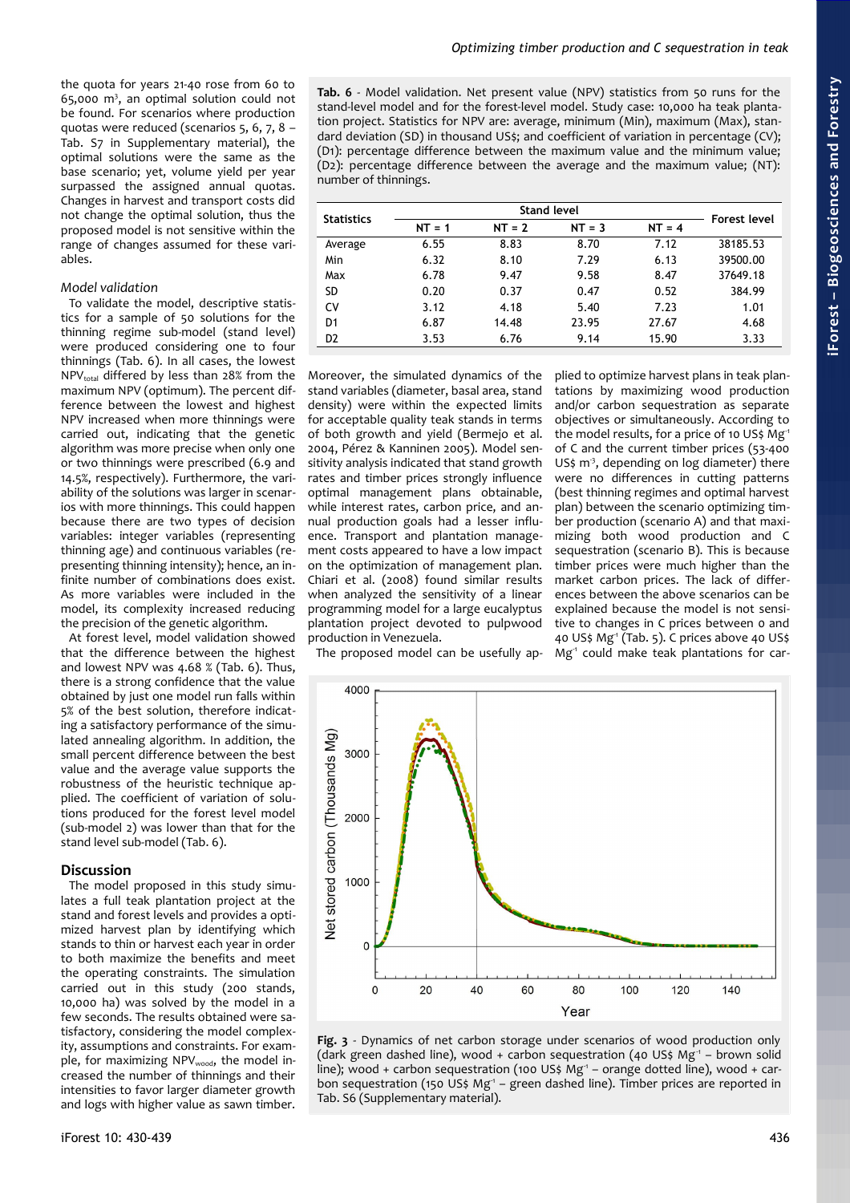the quota for years 21-40 rose from 60 to 65,000 m$^3$, an optimal solution could not be found. For scenarios where production quotas were reduced (scenarios 5, 6, 7, 8 – Tab. S7 in Supplementary material), the optimal solutions were the same as the base scenario; yet, volume yield per year surpassed the assigned annual quotas. Changes in harvest and transport costs did not change the optimal solution, thus the proposed model is not sensitive within the range of changes assumed for these variables.

### Model validation

To validate the model, descriptive statistics for a sample of 50 solutions for the thinning regime sub-model (stand level) were produced considering one to four thinnings (Tab. 6). In all cases, the lowest $NPV_{total}$ differed by less than 28% from the maximum NPV (optimum). The percent difference between the lowest and highest NPV increased when more thinnings were carried out, indicating that the genetic algorithm was more precise when only one or two thinnings were prescribed (6.9 and 14.5%, respectively). Furthermore, the variability of the solutions was larger in scenarios with more thinnings. This could happen because there are two types of decision variables: integer variables (representing thinning age) and continuous variables (representing thinning intensity); hence, an infinite number of combinations does exist. As more variables were included in the model, its complexity increased reducing the precision of the genetic algorithm.

At forest level, model validation showed that the difference between the highest and lowest NPV was 4.68 % (Tab. 6). Thus, there is a strong confidence that the value obtained by just one model run falls within 5% of the best solution, therefore indicating a satisfactory performance of the simulated annealing algorithm. In addition, the small percent difference between the best value and the average value supports the robustness of the heuristic technique applied. The coefficient of variation of solutions produced for the forest level model (sub-model 2) was lower than that for the stand level sub-model (Tab. 6).

**Tab. 6** - Model validation. Net present value (NPV) statistics from 50 runs for the stand-level model and for the forest-level model. Study case: 10,000 ha teak plantation project. Statistics for NPV are: average, minimum (Min), maximum (Max), standard deviation (SD) in thousand US$; and coefficient of variation in percentage (CV); (D1): percentage difference between the maximum value and the minimum value; (D2): percentage difference between the average and the maximum value; (NT): number of thinnings.

| Statistics | Stand level | | | | Forest level |
|---|---|---|---|---|---|
| | NT = 1 | NT = 2 | NT = 3 | NT = 4 | |
| Average | 6.55 | 8.83 | 8.70 | 7.12 | 38185.53 |
| Min | 6.32 | 8.10 | 7.29 | 6.13 | 39500.00 |
| Max | 6.78 | 9.47 | 9.58 | 8.47 | 37649.18 |
| SD | 0.20 | 0.37 | 0.47 | 0.52 | 384.99 |
| CV | 3.12 | 4.18 | 5.40 | 7.23 | 1.01 |
| D1 | 6.87 | 14.48 | 23.95 | 27.67 | 4.68 |
| D2 | 3.53 | 6.76 | 9.14 | 15.90 | 3.33 |

## Discussion

The model proposed in this study simulates a full teak plantation project at the stand and forest levels and provides a optimized harvest plan by identifying which stands to thin or harvest each year in order to both maximize the benefits and meet the operating constraints. The simulation carried out in this study (200 stands, 10,000 ha) was solved by the model in a few seconds. The results obtained were satisfactory, considering the model complexity, assumptions and constraints. For example, for maximizing $NPV_{wood}$, the model increased the number of thinnings and their intensities to favor larger diameter growth and logs with higher value as sawn timber. Moreover, the simulated dynamics of the stand variables (diameter, basal area, stand density) were within the expected limits for acceptable quality teak stands in terms of both growth and yield (Bermejo et al. 2004, Pérez & Kanninen 2005). Model sensitivity analysis indicated that stand growth rates and timber prices strongly influence optimal management plans obtainable, while interest rates, carbon price, and annual production goals had a lesser influence. Transport and plantation management costs appeared to have a low impact on the optimization of management plan. Chiari et al. (2008) found similar results when analyzed the sensitivity of a linear programming model for a large eucalyptus plantation project devoted to pulpwood production in Venezuela.

The proposed model can be usefully applied to optimize harvest plans in teak plantations by maximizing wood production and/or carbon sequestration as separate objectives or simultaneously. According to the model results, for a price of 10 US$ Mg$^{-1}$ of C and the current timber prices (53-400 US$ m$^{-3}$, depending on log diameter) there were no differences in cutting patterns (best thinning regimes and optimal harvest plan) between the scenario optimizing timber production (scenario A) and that maximizing both wood production and C sequestration (scenario B). This is because timber prices were much higher than the market carbon prices. The lack of differences between the above scenarios can be explained because the model is not sensitive to changes in C prices between 0 and 40 US$ Mg$^{-1}$ (Tab. 5). C prices above 40 US$ Mg$^{-1}$ could make teak plantations for car-

**Fig. 3** - Dynamics of net carbon storage under scenarios of wood production only (dark green dashed line), wood + carbon sequestration (40 US$ Mg$^{-1}$ – brown solid line); wood + carbon sequestration (100 US$ Mg$^{-1}$ – orange dotted line), wood + carbon sequestration (150 US$ Mg$^{-1}$ – green dashed line). Timber prices are reported in Tab. S6 (Supplementary material).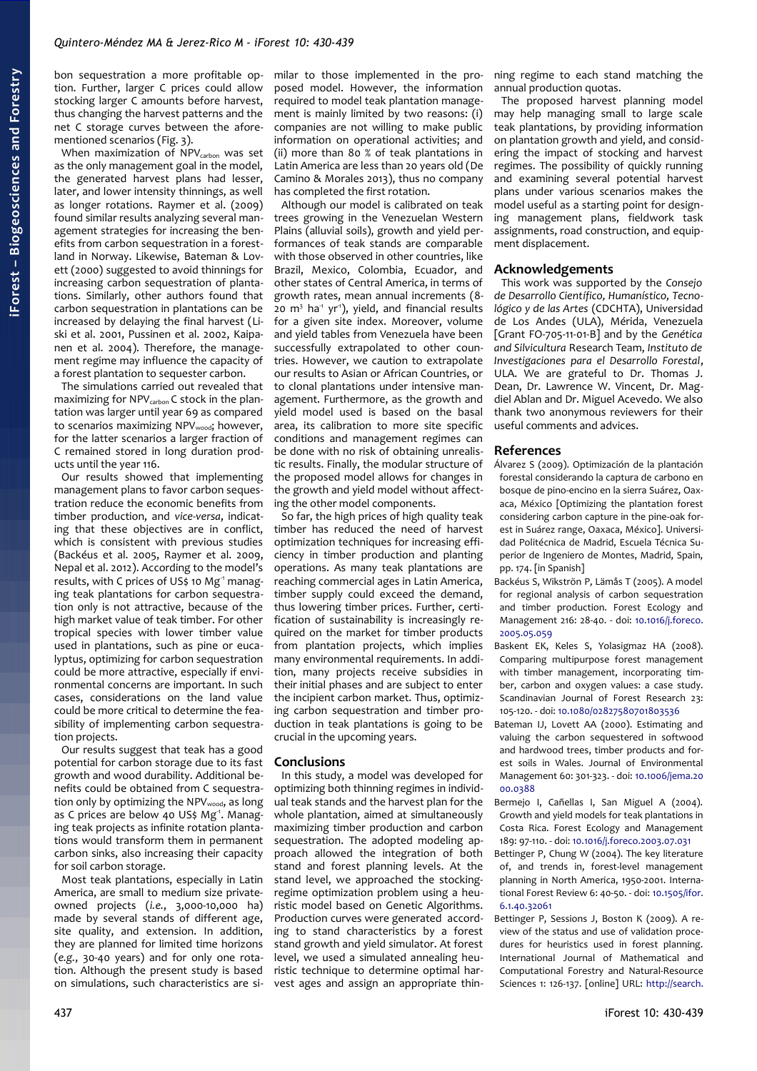bon sequestration a more profitable option. Further, larger C prices could allow stocking larger C amounts before harvest, thus changing the harvest patterns and the net C storage curves between the aforementioned scenarios (Fig. 3).

When maximization of $NPV_{carbon}$ was set as the only management goal in the model, the generated harvest plans had lesser, later, and lower intensity thinnings, as well as longer rotations. Raymer et al. (2009) found similar results analyzing several management strategies for increasing the benefits from carbon sequestration in a forestland in Norway. Likewise, Bateman & Lovett (2000) suggested to avoid thinnings for increasing carbon sequestration of plantations. Similarly, other authors found that carbon sequestration in plantations can be increased by delaying the final harvest (Liski et al. 2001, Pussinen et al. 2002, Kaipanen et al. 2004). Therefore, the management regime may influence the capacity of a forest plantation to sequester carbon.

The simulations carried out revealed that maximizing for $NPV_{carbon}$ C stock in the plantation was larger until year 69 as compared to scenarios maximizing $NPV_{wood}$; however, for the latter scenarios a larger fraction of C remained stored in long duration products until the year 116.

Our results showed that implementing management plans to favor carbon sequestration reduce the economic benefits from timber production, and *vice-versa*, indicating that these objectives are in conflict, which is consistent with previous studies (Backéus et al. 2005, Raymer et al. 2009, Nepal et al. 2012). According to the model's results, with C prices of US$ 10 $Mg^{-1}$ managing teak plantations for carbon sequestration only is not attractive, because of the high market value of teak timber. For other tropical species with lower timber value used in plantations, such as pine or eucalyptus, optimizing for carbon sequestration could be more attractive, especially if environmental concerns are important. In such cases, considerations on the land value could be more critical to determine the feasibility of implementing carbon sequestration projects.

Our results suggest that teak has a good potential for carbon storage due to its fast growth and wood durability. Additional benefits could be obtained from C sequestration only by optimizing the $NPV_{wood}$, as long as C prices are below 40 US$ $Mg^{-1}$. Managing teak projects as infinite rotation plantations would transform them in permanent carbon sinks, also increasing their capacity for soil carbon storage.

Most teak plantations, especially in Latin America, are small to medium size private-owned projects (*i.e.*, 3,000-10,000 ha) made by several stands of different age, site quality, and extension. In addition, they are planned for limited time horizons (*e.g.*, 30-40 years) and for only one rotation. Although the present study is based on simulations, such characteristics are similar to those implemented in the proposed model. However, the information required to model teak plantation management is mainly limited by two reasons: (i) companies are not willing to make public information on operational activities; and (ii) more than 80 % of teak plantations in Latin America are less than 20 years old (De Camino & Morales 2013), thus no company has completed the first rotation.

Although our model is calibrated on teak trees growing in the Venezuelan Western Plains (alluvial soils), growth and yield performances of teak stands are comparable with those observed in other countries, like Brazil, Mexico, Colombia, Ecuador, and other states of Central America, in terms of growth rates, mean annual increments (8-20 $m^3$ $ha^{-1}$ $yr^{-1}$), yield, and financial results for a given site index. Moreover, volume and yield tables from Venezuela have been successfully extrapolated to other countries. However, we caution to extrapolate our results to Asian or African Countries, or to clonal plantations under intensive management. Furthermore, as the growth and yield model used is based on the basal area, its calibration to more site specific conditions and management regimes can be done with no risk of obtaining unrealistic results. Finally, the modular structure of the proposed model allows for changes in the growth and yield model without affecting the other model components.

So far, the high prices of high quality teak timber has reduced the need of harvest optimization techniques for increasing efficiency in timber production and planting operations. As many teak plantations are reaching commercial ages in Latin America, timber supply could exceed the demand, thus lowering timber prices. Further, certification of sustainability is increasingly required on the market for timber products from plantation projects, which implies many environmental requirements. In addition, many projects receive subsidies in their initial phases and are subject to enter the incipient carbon market. Thus, optimizing carbon sequestration and timber production in teak plantations is going to be crucial in the upcoming years.

## Conclusions

In this study, a model was developed for optimizing both thinning regimes in individual teak stands and the harvest plan for the whole plantation, aimed at simultaneously maximizing timber production and carbon sequestration. The adopted modeling approach allowed the integration of both stand and forest planning levels. At the stand level, we approached the stocking-regime optimization problem using a heuristic model based on Genetic Algorithms. Production curves were generated according to stand characteristics by a forest stand growth and yield simulator. At forest level, we used a simulated annealing heuristic technique to determine optimal harvest ages and assign an appropriate thinning regime to each stand matching the annual production quotas.

The proposed harvest planning model may help managing small to large scale teak plantations, by providing information on plantation growth and yield, and considering the impact of stocking and harvest regimes. The possibility of quickly running and examining several potential harvest plans under various scenarios makes the model useful as a starting point for designing management plans, fieldwork task assignments, road construction, and equipment displacement.

## Acknowledgements

This work was supported by the *Consejo de Desarrollo Científico, Humanístico, Tecnológico y de las Artes* (CDCHTA), Universidad de Los Andes (ULA), Mérida, Venezuela [Grant FO-705-11-01-B] and by the *Genética and Silvicultura* Research Team, *Instituto de Investigaciones para el Desarrollo Forestal*, ULA. We are grateful to Dr. Thomas J. Dean, Dr. Lawrence W. Vincent, Dr. Magdiel Ablan and Dr. Miguel Acevedo. We also thank two anonymous reviewers for their useful comments and advices.

## References

Álvarez S (2009). Optimización de la plantación forestal considerando la captura de carbono en bosque de pino-encino en la sierra Suárez, Oaxaca, México [Optimizing the plantation forest considering carbon capture in the pine-oak forest in Suárez range, Oaxaca, México]. Universidad Politécnica de Madrid, Escuela Técnica Superior de Ingeniero de Montes, Madrid, Spain, pp. 174. [in Spanish]

Backéus S, Wikström P, Lämås T (2005). A model for regional analysis of carbon sequestration and timber production. Forest Ecology and Management 216: 28-40. - doi: 10.1016/j.foreco.2005.05.059

Baskent EK, Keles S, Yolasigmaz HA (2008). Comparing multipurpose forest management with timber management, incorporating timber, carbon and oxygen values: a case study. Scandinavian Journal of Forest Research 23: 105-120. - doi: 10.1080/02827580701803536

Bateman IJ, Lovett AA (2000). Estimating and valuing the carbon sequestered in softwood and hardwood trees, timber products and forest soils in Wales. Journal of Environmental Management 60: 301-323. - doi: 10.1006/jema.2000.0388

Bermejo I, Cañellas I, San Miguel A (2004). Growth and yield models for teak plantations in Costa Rica. Forest Ecology and Management 189: 97-110. - doi: 10.1016/j.foreco.2003.07.031

Bettinger P, Chung W (2004). The key literature of, and trends in, forest-level management planning in North America, 1950-2001. International Forest Review 6: 40-50. - doi: 10.1505/ifor.6.1.40.32061

Bettinger P, Sessions J, Boston K (2009). A review of the status and use of validation procedures for heuristics used in forest planning. International Journal of Mathematical and Computational Forestry and Natural-Resource Sciences 1: 126-137. [online] URL: http://search.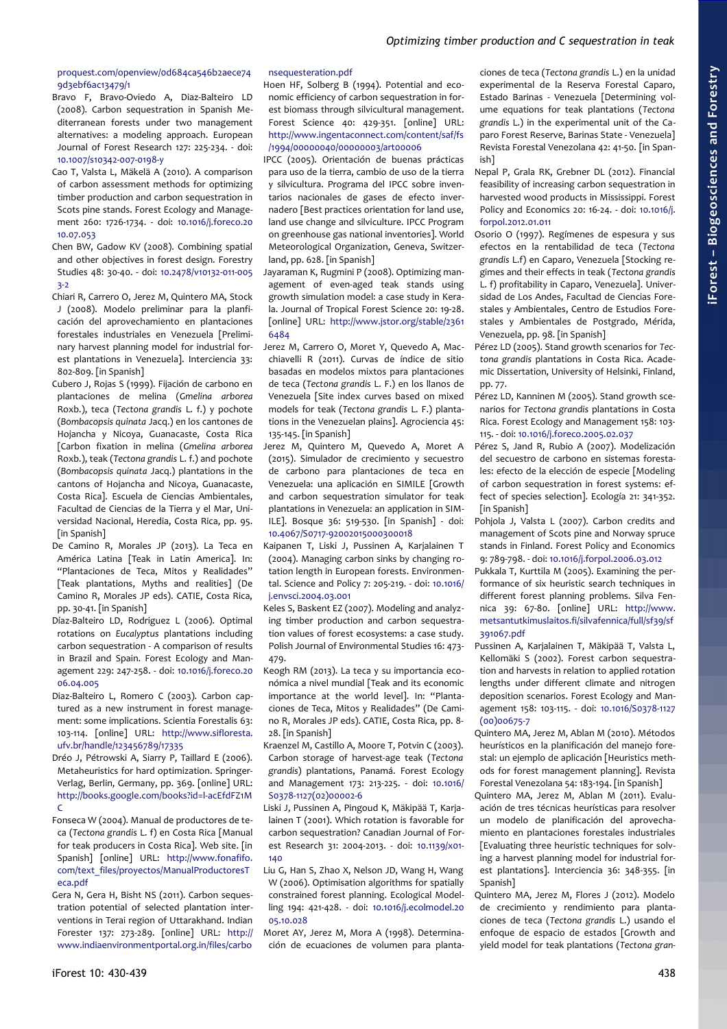proquest.com/openview/0d684ca546b2aece749d3ebf6ac13479/1

Bravo F, Bravo-Oviedo A, Diaz-Balteiro LD (2008). Carbon sequestration in Spanish Mediterranean forests under two management alternatives: a modeling approach. European Journal of Forest Research 127: 225-234. - doi: 10.1007/s10342-007-0198-y

Cao T, Valsta L, Mäkelä A (2010). A comparison of carbon assessment methods for optimizing timber production and carbon sequestration in Scots pine stands. Forest Ecology and Management 260: 1726-1734. - doi: 10.1016/j.foreco.2010.07.053

Chen BW, Gadow KV (2008). Combining spatial and other objectives in forest design. Forestry Studies 48: 30-40. - doi: 10.2478/v10132-011-0053-2

Chiari R, Carrero O, Jerez M, Quintero MA, Stock J (2008). Modelo preliminar para la planificación del aprovechamiento en plantaciones forestales industriales en Venezuela [Preliminary harvest planning model for industrial forest plantations in Venezuela]. Interciencia 33: 802-809. [in Spanish]

Cubero J, Rojas S (1999). Fijación de carbono en plantaciones de melina (*Gmelina arborea* Roxb.), teca (*Tectona grandis* L. f.) y pochote (*Bombacopsis quinata* Jacq.) en los cantones de Hojancha y Nicoya, Guanacaste, Costa Rica [Carbon fixation in melina (*Gmelina arborea* Roxb.), teak (*Tectona grandis* L. f.) and pochote (*Bombacopsis quinata* Jacq.) plantations in the cantons of Hojancha and Nicoya, Guanacaste, Costa Rica]. Escuela de Ciencias Ambientales, Facultad de Ciencias de la Tierra y el Mar, Universidad Nacional, Heredia, Costa Rica, pp. 95. [in Spanish]

De Camino R, Morales JP (2013). La Teca en América Latina [Teak in Latin America]. In: "Plantaciones de Teca, Mitos y Realidades" [Teak plantations, Myths and realities] (De Camino R, Morales JP eds). CATIE, Costa Rica, pp. 30-41. [in Spanish]

Díaz-Balteiro LD, Rodriguez L (2006). Optimal rotations on *Eucalyptus* plantations including carbon sequestration - A comparison of results in Brazil and Spain. Forest Ecology and Management 229: 247-258. - doi: 10.1016/j.foreco.2006.04.005

Diaz-Balteiro L, Romero C (2003). Carbon captured as a new instrument in forest management: some implications. Scientia Forestalis 63: 103-114. [online] URL: http://www.sifloresta.ufv.br/handle/123456789/17335

Dréo J, Pétrowski A, Siarry P, Taillard E (2006). Metaheuristics for hard optimization. Springer-Verlag, Berlin, Germany, pp. 369. [online] URL: http://books.google.com/books?id=l-acEfdFZ1MC

Fonseca W (2004). Manual de productores de teca (*Tectona grandis* L. f) en Costa Rica [Manual for teak producers in Costa Rica]. Web site. [in Spanish] [online] URL: http://www.fonafifo.com/text_files/proyectos/ManualProductoresTeca.pdf

Gera N, Gera H, Bisht NS (2011). Carbon sequestration potential of selected plantation interventions in Terai region of Uttarakhand. Indian Forester 137: 273-289. [online] URL: http://www.indiaenvironmentportal.org.in/files/carbonsequesteration.pdf

Hoen HF, Solberg B (1994). Potential and economic efficiency of carbon sequestration in forest biomass through silvicultural management. Forest Science 40: 429-351. [online] URL: http://www.ingentaconnect.com/content/saf/fs/1994/00000040/00000003/art00006

IPCC (2005). Orientación de buenas prácticas para uso de la tierra, cambio de uso de la tierra y silvicultura. Programa del IPCC sobre inventarios nacionales de gases de efecto invernadero [Best practices orientation for land use, land use change and silviculture. IPCC Program on greenhouse gas national inventories]. World Meteorological Organization, Geneva, Switzerland, pp. 628. [in Spanish]

Jayaraman K, Rugmini P (2008). Optimizing management of even-aged teak stands using growth simulation model: a case study in Kerala. Journal of Tropical Forest Science 20: 19-28. [online] URL: http://www.jstor.org/stable/23616484

Jerez M, Carrero O, Moret Y, Quevedo A, Macchiavelli R (2011). Curvas de índice de sitio basadas en modelos mixtos para plantaciones de teca (*Tectona grandis* L. F.) en los llanos de Venezuela [Site index curves based on mixed models for teak (*Tectona grandis* L. F.) plantations in the Venezuelan plains]. Agrociencia 45: 135-145. [in Spanish]

Jerez M, Quintero M, Quevedo A, Moret A (2015). Simulador de crecimiento y secuestro de carbono para plantaciones de teca en Venezuela: una aplicación en SIMILE [Growth and carbon sequestration simulator for teak plantations in Venezuela: an application in SIMILE]. Bosque 36: 519-530. [in Spanish] - doi: 10.4067/S0717-92002015000300018

Kaipanen T, Liski J, Pussinen A, Karjalainen T (2004). Managing carbon sinks by changing rotation length in European forests. Environmental. Science and Policy 7: 205-219. - doi: 10.1016/j.envsci.2004.03.001

Keles S, Baskent EZ (2007). Modeling and analyzing timber production and carbon sequestration values of forest ecosystems: a case study. Polish Journal of Environmental Studies 16: 473-479.

Keogh RM (2013). La teca y su importancia económica a nivel mundial [Teak and its economic importance at the world level]. In: "Plantaciones de Teca, Mitos y Realidades" (De Camino R, Morales JP eds). CATIE, Costa Rica, pp. 8-28. [in Spanish]

Kraenzel M, Castillo A, Moore T, Potvin C (2003). Carbon storage of harvest-age teak (*Tectona grandis*) plantations, Panamá. Forest Ecology and Management 173: 213-225. - doi: 10.1016/S0378-1127(02)00002-6

Liski J, Pussinen A, Pingoud K, Mäkipää T, Karjalainen T (2001). Which rotation is favorable for carbon sequestration? Canadian Journal of Forest Research 31: 2004-2013. - doi: 10.1139/x01-140

Liu G, Han S, Zhao X, Nelson JD, Wang H, Wang W (2006). Optimisation algorithms for spatially constrained forest planning. Ecological Modelling 194: 421-428. - doi: 10.1016/j.ecolmodel.2005.10.028

Moret AY, Jerez M, Mora A (1998). Determinación de ecuaciones de volumen para plantaciones de teca (*Tectona grandis* L.) en la unidad experimental de la Reserva Forestal Caparo, Estado Barinas - Venezuela [Determining volume equations for teak plantations (*Tectona grandis* L.) in the experimental unit of the Caparo Forest Reserve, Barinas State - Venezuela] Revista Forestal Venezolana 42: 41-50. [in Spanish]

Nepal P, Grala RK, Grebner DL (2012). Financial feasibility of increasing carbon sequestration in harvested wood products in Mississippi. Forest Policy and Economics 20: 16-24. - doi: 10.1016/j.forpol.2012.01.011

Osorio O (1997). Regímenes de espesura y sus efectos en la rentabilidad de teca (*Tectona grandis* L.f) en Caparo, Venezuela [Stocking regimes and their effects in teak (*Tectona grandis* L. f) profitability in Caparo, Venezuela]. Universidad de Los Andes, Facultad de Ciencias Forestales y Ambientales, Centro de Estudios Forestales y Ambientales de Postgrado, Mérida, Venezuela, pp. 98. [in Spanish]

Pérez LD (2005). Stand growth scenarios for *Tectona grandis* plantations in Costa Rica. Academic Dissertation, University of Helsinki, Finland, pp. 77.

Pérez LD, Kanninen M (2005). Stand growth scenarios for *Tectona grandis* plantations in Costa Rica. Forest Ecology and Management 158: 103-115. - doi: 10.1016/j.foreco.2005.02.037

Pérez S, Jand R, Rubio A (2007). Modelización del secuestro de carbono en sistemas forestales: efecto de la elección de especie [Modeling of carbon sequestration in forest systems: effect of species selection]. Ecología 21: 341-352. [in Spanish]

Pohjola J, Valsta L (2007). Carbon credits and management of Scots pine and Norway spruce stands in Finland. Forest Policy and Economics 9: 789-798. - doi: 10.1016/j.forpol.2006.03.012

Pukkala T, Kurttila M (2005). Examining the performance of six heuristic search techniques in different forest planning problems. Silva Fennica 39: 67-80. [online] URL: http://www.metsantutkimuslaitos.fi/silvafennica/full/sf39/sf391067.pdf

Pussinen A, Karjalainen T, Mäkipää T, Valsta L, Kellomäki S (2002). Forest carbon sequestration and harvests in relation to applied rotation lengths under different climate and nitrogen deposition scenarios. Forest Ecology and Management 158: 103-115. - doi: 10.1016/S0378-1127(00)00675-7

Quintero MA, Jerez M, Ablan M (2010). Métodos heurísticos en la planificación del manejo forestal: un ejemplo de aplicación [Heuristics methods for forest management planning]. Revista Forestal Venezolana 54: 183-194. [in Spanish]

Quintero MA, Jerez M, Ablan M (2011). Evaluación de tres técnicas heurísticas para resolver un modelo de planificación del aprovechamiento en plantaciones forestales industriales [Evaluating three heuristic techniques for solving a harvest planning model for industrial forest plantations]. Interciencia 36: 348-355. [in Spanish]

Quintero MA, Jerez M, Flores J (2012). Modelo de crecimiento y rendimiento para plantaciones de teca (*Tectona grandis* L.) usando el enfoque de espacio de estados [Growth and yield model for teak plantations (*Tectona gran-*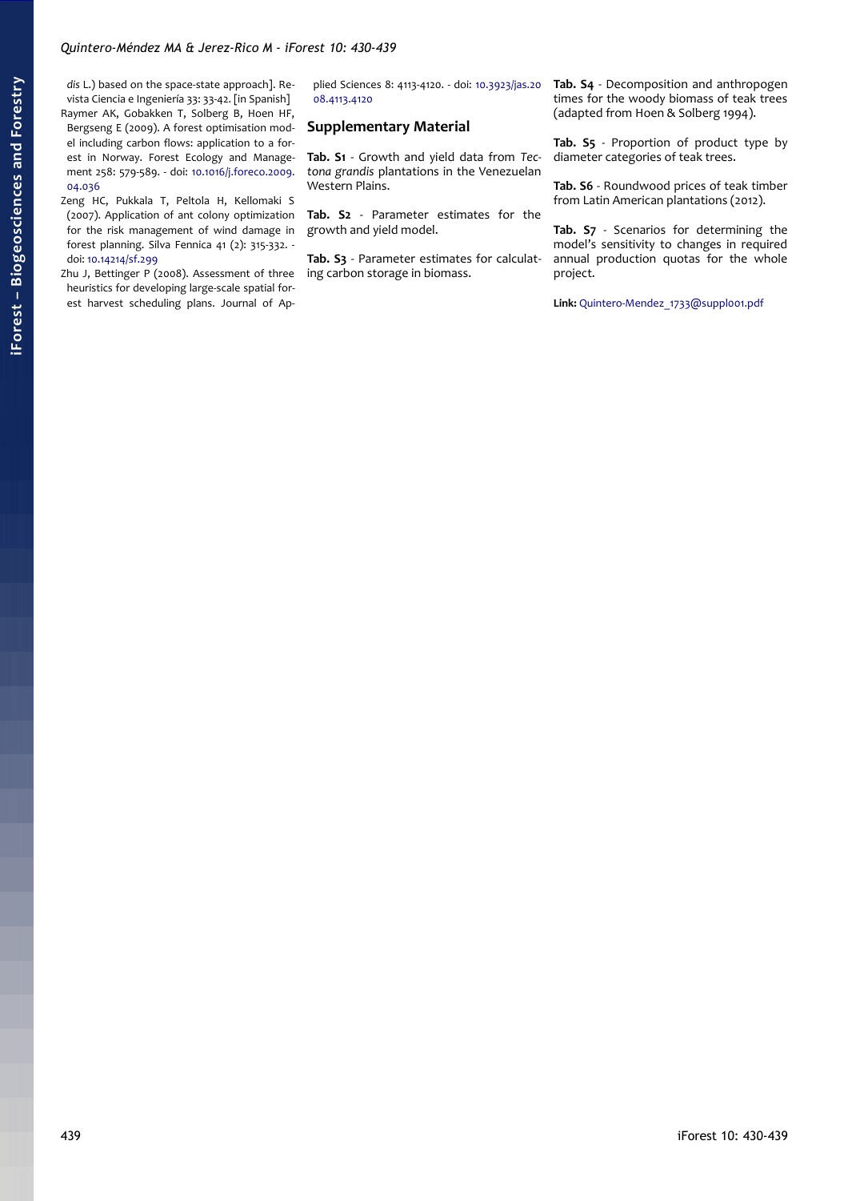*dis* L.) based on the space-state approach]. Revista Ciencia e Ingeniería 33: 33-42. [in Spanish]

Raymer AK, Gobakken T, Solberg B, Hoen HF, Bergseng E (2009). A forest optimisation model including carbon flows: application to a forest in Norway. Forest Ecology and Management 258: 579-589. - doi: 10.1016/j.foreco.2009.04.036

Zeng HC, Pukkala T, Peltola H, Kellomaki S (2007). Application of ant colony optimization for the risk management of wind damage in forest planning. Silva Fennica 41 (2): 315-332. - doi: 10.14214/sf.299

Zhu J, Bettinger P (2008). Assessment of three heuristics for developing large-scale spatial forest harvest scheduling plans. Journal of Applied Sciences 8: 4113-4120. - doi: 10.3923/jas.2008.4113.4120

## Supplementary Material

**Tab. S1** - Growth and yield data from *Tectona grandis* plantations in the Venezuelan Western Plains.

**Tab. S2** - Parameter estimates for the growth and yield model.

**Tab. S3** - Parameter estimates for calculating carbon storage in biomass.

**Tab. S4** - Decomposition and anthropogen times for the woody biomass of teak trees (adapted from Hoen & Solberg 1994).

**Tab. S5** - Proportion of product type by diameter categories of teak trees.

**Tab. S6** - Roundwood prices of teak timber from Latin American plantations (2012).

**Tab. S7** - Scenarios for determining the model's sensitivity to changes in required annual production quotas for the whole project.

**Link:** Quintero-Mendez_1733@suppl001.pdf